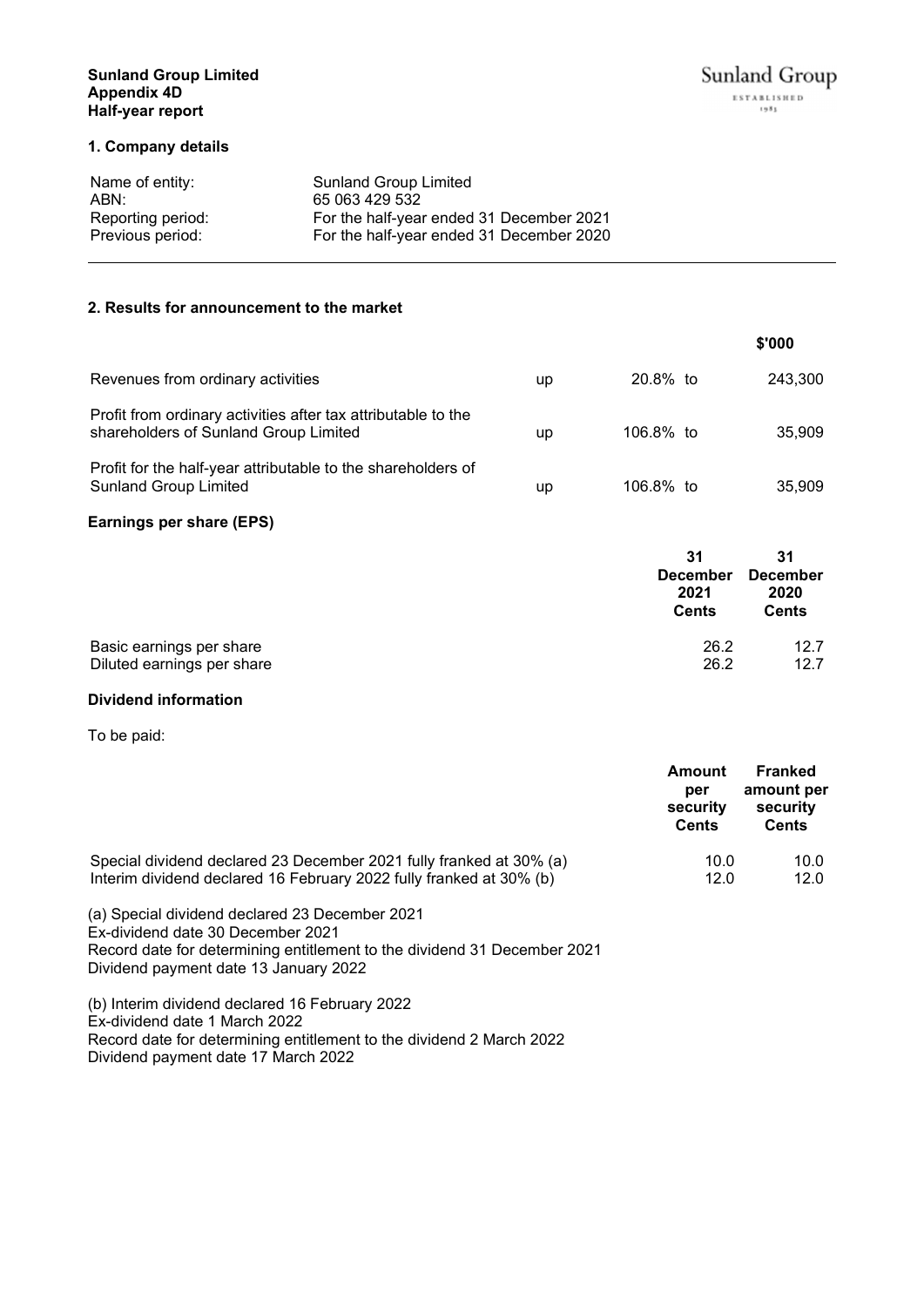**Sunland Group Limited**
**Appendix 4D**
**Half-year report**

## 1. Company details

| | |
|---|---|
| Name of entity: | Sunland Group Limited |
| ABN: | 65 063 429 532 |
| Reporting period: | For the half-year ended 31 December 2021 |
| Previous period: | For the half-year ended 31 December 2020 |

## 2. Results for announcement to the market

| | | | $'000 |
|---|---|---|---|
| Revenues from ordinary activities | up | 20.8% to | 243,300 |
| Profit from ordinary activities after tax attributable to the shareholders of Sunland Group Limited | up | 106.8% to | 35,909 |
| Profit for the half-year attributable to the shareholders of Sunland Group Limited | up | 106.8% to | 35,909 |

### Earnings per share (EPS)

| | 31 December 2021 Cents | 31 December 2020 Cents |
|---|---|---|
| Basic earnings per share | 26.2 | 12.7 |
| Diluted earnings per share | 26.2 | 12.7 |

### Dividend information

To be paid:

| | Amount per security Cents | Franked amount per security Cents |
|---|---|---|
| Special dividend declared 23 December 2021 fully franked at 30% (a) | 10.0 | 10.0 |
| Interim dividend declared 16 February 2022 fully franked at 30% (b) | 12.0 | 12.0 |

(a) Special dividend declared 23 December 2021
Ex-dividend date 30 December 2021
Record date for determining entitlement to the dividend 31 December 2021
Dividend payment date 13 January 2022

(b) Interim dividend declared 16 February 2022
Ex-dividend date 1 March 2022
Record date for determining entitlement to the dividend 2 March 2022
Dividend payment date 17 March 2022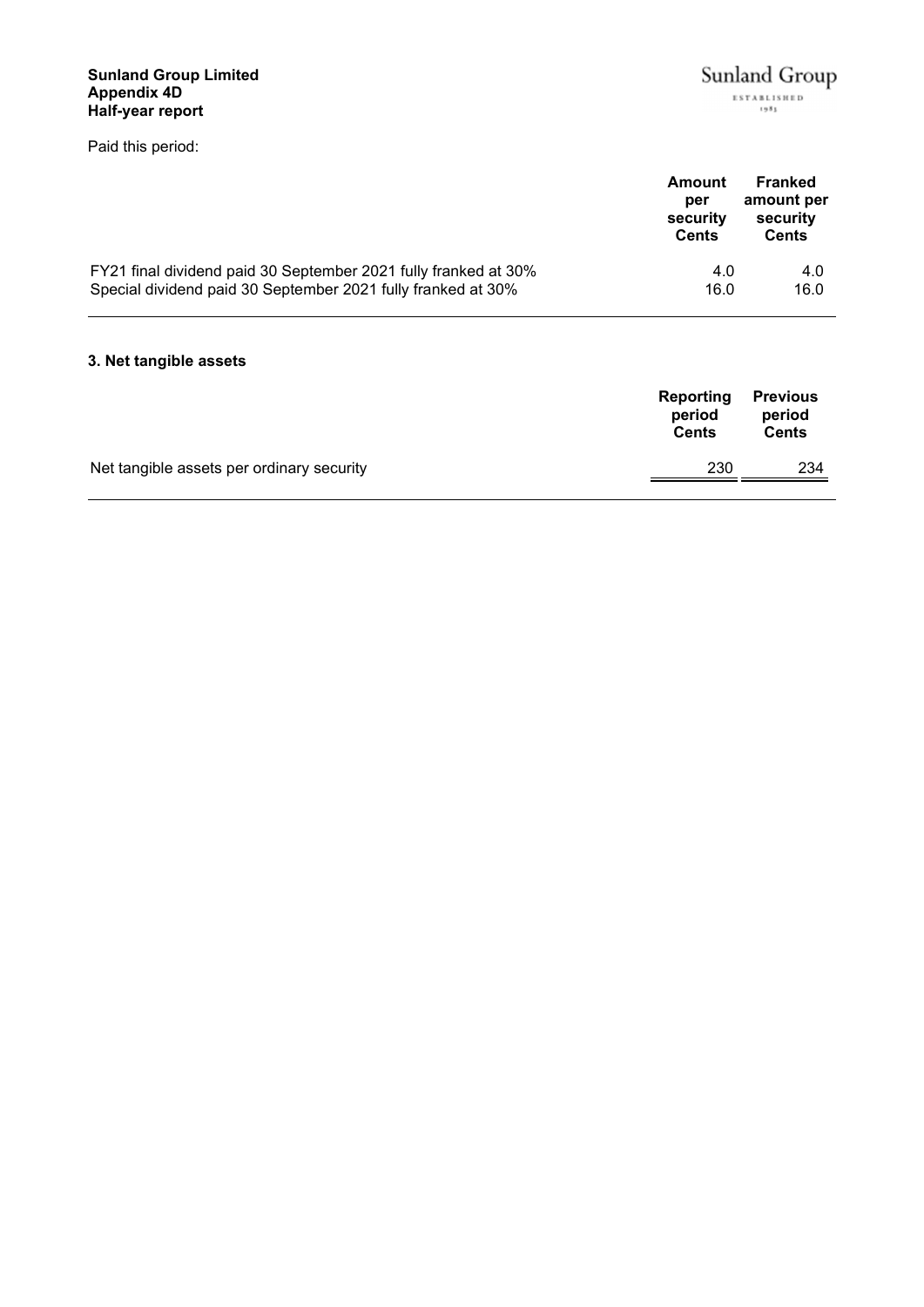Paid this period:

| | Amount per security Cents | Franked amount per security Cents |
|---|---|---|
| FY21 final dividend paid 30 September 2021 fully franked at 30% | 4.0 | 4.0 |
| Special dividend paid 30 September 2021 fully franked at 30% | 16.0 | 16.0 |

## 3. Net tangible assets

| | Reporting period Cents | Previous period Cents |
|---|---|---|
| Net tangible assets per ordinary security | 230 | 234 |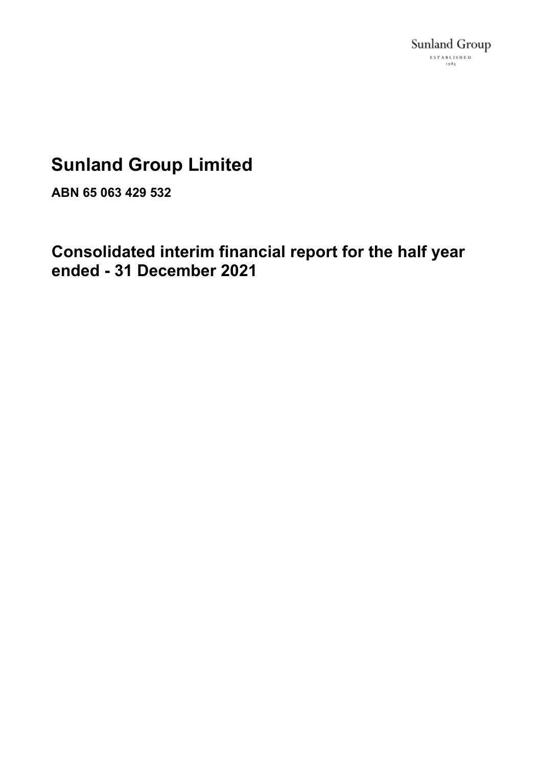Sunland Group

ESTABLISHED

1983

# Sunland Group Limited

**ABN 65 063 429 532**

## Consolidated interim financial report for the half year ended - 31 December 2021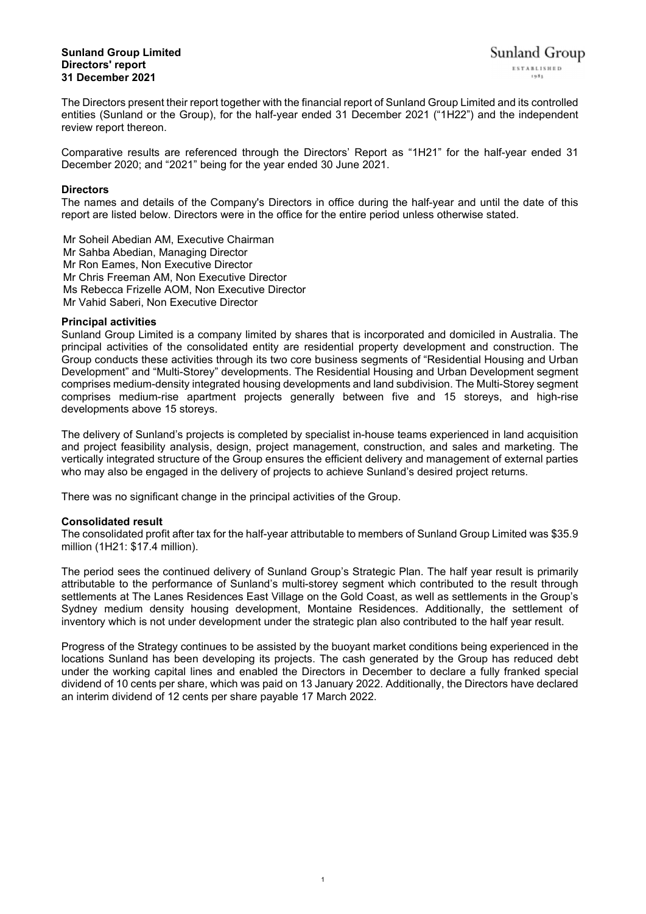**Sunland Group Limited**
**Directors' report**
**31 December 2021**

The Directors present their report together with the financial report of Sunland Group Limited and its controlled entities (Sunland or the Group), for the half-year ended 31 December 2021 ("1H22") and the independent review report thereon.

Comparative results are referenced through the Directors' Report as "1H21" for the half-year ended 31 December 2020; and "2021" being for the year ended 30 June 2021.

## Directors

The names and details of the Company's Directors in office during the half-year and until the date of this report are listed below. Directors were in the office for the entire period unless otherwise stated.

Mr Soheil Abedian AM, Executive Chairman
Mr Sahba Abedian, Managing Director
Mr Ron Eames, Non Executive Director
Mr Chris Freeman AM, Non Executive Director
Ms Rebecca Frizelle AOM, Non Executive Director
Mr Vahid Saberi, Non Executive Director

## Principal activities

Sunland Group Limited is a company limited by shares that is incorporated and domiciled in Australia. The principal activities of the consolidated entity are residential property development and construction. The Group conducts these activities through its two core business segments of "Residential Housing and Urban Development" and "Multi-Storey" developments. The Residential Housing and Urban Development segment comprises medium-density integrated housing developments and land subdivision. The Multi-Storey segment comprises medium-rise apartment projects generally between five and 15 storeys, and high-rise developments above 15 storeys.

The delivery of Sunland's projects is completed by specialist in-house teams experienced in land acquisition and project feasibility analysis, design, project management, construction, and sales and marketing. The vertically integrated structure of the Group ensures the efficient delivery and management of external parties who may also be engaged in the delivery of projects to achieve Sunland's desired project returns.

There was no significant change in the principal activities of the Group.

## Consolidated result

The consolidated profit after tax for the half-year attributable to members of Sunland Group Limited was \$35.9 million (1H21: \$17.4 million).

The period sees the continued delivery of Sunland Group's Strategic Plan. The half year result is primarily attributable to the performance of Sunland's multi-storey segment which contributed to the result through settlements at The Lanes Residences East Village on the Gold Coast, as well as settlements in the Group's Sydney medium density housing development, Montaine Residences. Additionally, the settlement of inventory which is not under development under the strategic plan also contributed to the half year result.

Progress of the Strategy continues to be assisted by the buoyant market conditions being experienced in the locations Sunland has been developing its projects. The cash generated by the Group has reduced debt under the working capital lines and enabled the Directors in December to declare a fully franked special dividend of 10 cents per share, which was paid on 13 January 2022. Additionally, the Directors have declared an interim dividend of 12 cents per share payable 17 March 2022.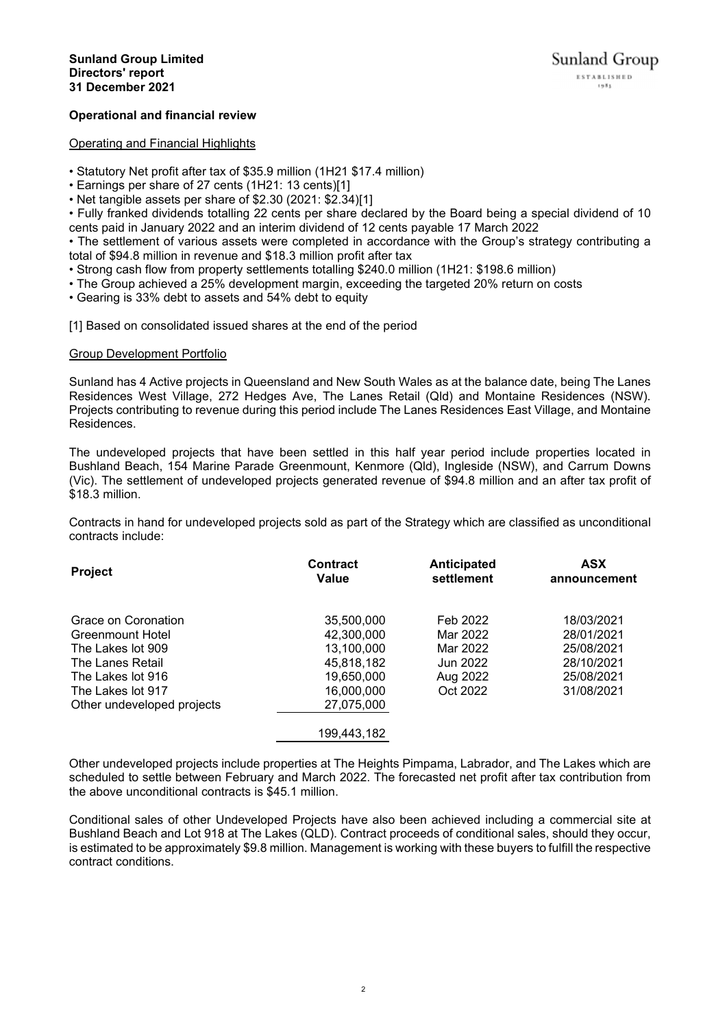**Sunland Group Limited**
**Directors' report**
**31 December 2021**

## Operational and financial review

### Operating and Financial Highlights

- Statutory Net profit after tax of $35.9 million (1H21 $17.4 million)
- Earnings per share of 27 cents (1H21: 13 cents)[1]
- Net tangible assets per share of $2.30 (2021: $2.34)[1]
- Fully franked dividends totalling 22 cents per share declared by the Board being a special dividend of 10 cents paid in January 2022 and an interim dividend of 12 cents payable 17 March 2022
- The settlement of various assets were completed in accordance with the Group's strategy contributing a total of $94.8 million in revenue and $18.3 million profit after tax
- Strong cash flow from property settlements totalling $240.0 million (1H21: $198.6 million)
- The Group achieved a 25% development margin, exceeding the targeted 20% return on costs
- Gearing is 33% debt to assets and 54% debt to equity

[1] Based on consolidated issued shares at the end of the period

### Group Development Portfolio

Sunland has 4 Active projects in Queensland and New South Wales as at the balance date, being The Lanes Residences West Village, 272 Hedges Ave, The Lanes Retail (Qld) and Montaine Residences (NSW). Projects contributing to revenue during this period include The Lanes Residences East Village, and Montaine Residences.

The undeveloped projects that have been settled in this half year period include properties located in Bushland Beach, 154 Marine Parade Greenmount, Kenmore (Qld), Ingleside (NSW), and Carrum Downs (Vic). The settlement of undeveloped projects generated revenue of $94.8 million and an after tax profit of $18.3 million.

Contracts in hand for undeveloped projects sold as part of the Strategy which are classified as unconditional contracts include:

| Project | Contract Value | Anticipated settlement | ASX announcement |
|---|---|---|---|
| Grace on Coronation | 35,500,000 | Feb 2022 | 18/03/2021 |
| Greenmount Hotel | 42,300,000 | Mar 2022 | 28/01/2021 |
| The Lakes lot 909 | 13,100,000 | Mar 2022 | 25/08/2021 |
| The Lanes Retail | 45,818,182 | Jun 2022 | 28/10/2021 |
| The Lakes lot 916 | 19,650,000 | Aug 2022 | 25/08/2021 |
| The Lakes lot 917 | 16,000,000 | Oct 2022 | 31/08/2021 |
| Other undeveloped projects | 27,075,000 | | |
| | 199,443,182 | | |

Other undeveloped projects include properties at The Heights Pimpama, Labrador, and The Lakes which are scheduled to settle between February and March 2022. The forecasted net profit after tax contribution from the above unconditional contracts is $45.1 million.

Conditional sales of other Undeveloped Projects have also been achieved including a commercial site at Bushland Beach and Lot 918 at The Lakes (QLD). Contract proceeds of conditional sales, should they occur, is estimated to be approximately $9.8 million. Management is working with these buyers to fulfill the respective contract conditions.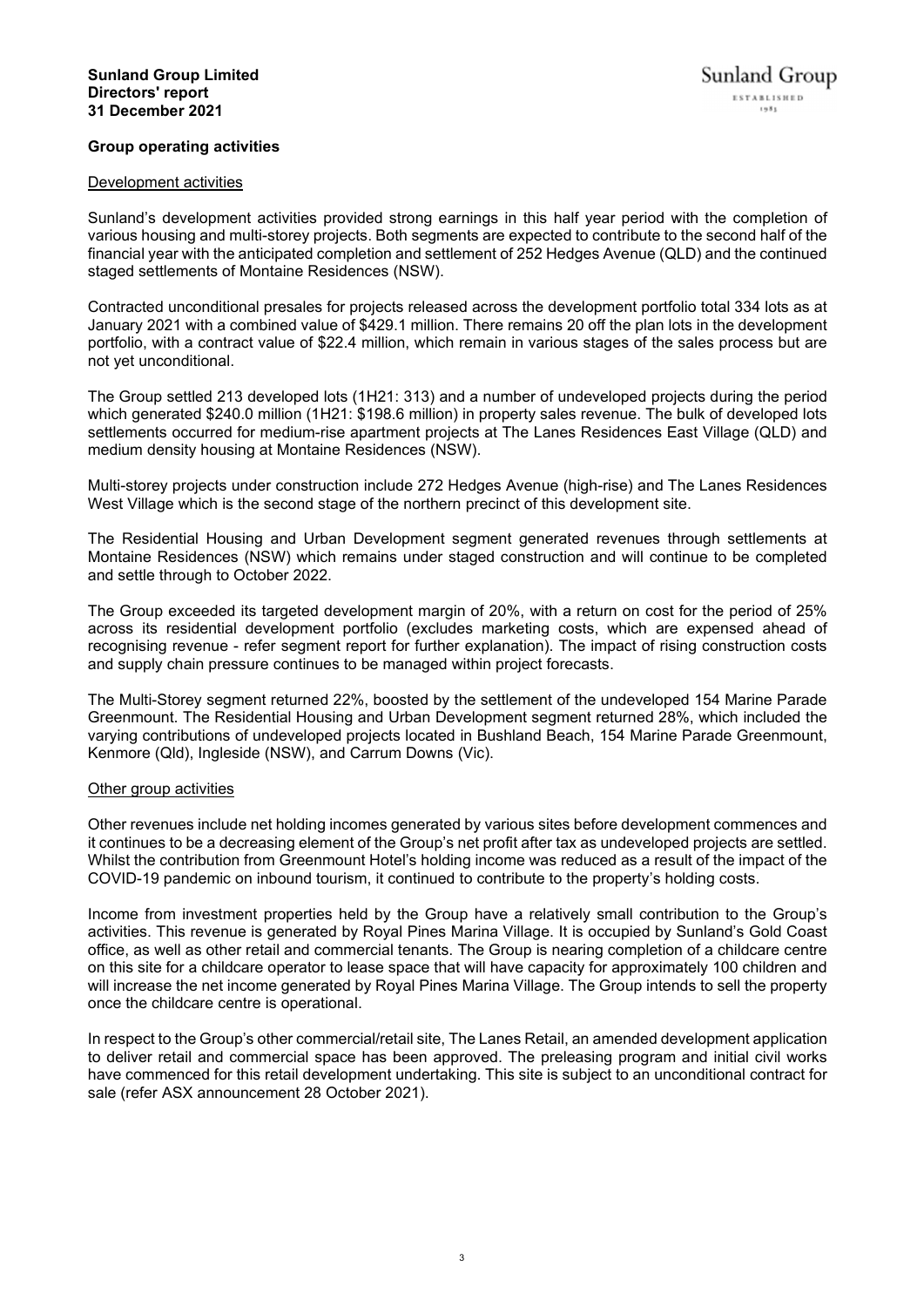## Group operating activities

### Development activities

Sunland's development activities provided strong earnings in this half year period with the completion of various housing and multi-storey projects. Both segments are expected to contribute to the second half of the financial year with the anticipated completion and settlement of 252 Hedges Avenue (QLD) and the continued staged settlements of Montaine Residences (NSW).

Contracted unconditional presales for projects released across the development portfolio total 334 lots as at January 2021 with a combined value of $429.1 million. There remains 20 off the plan lots in the development portfolio, with a contract value of $22.4 million, which remain in various stages of the sales process but are not yet unconditional.

The Group settled 213 developed lots (1H21: 313) and a number of undeveloped projects during the period which generated $240.0 million (1H21: $198.6 million) in property sales revenue. The bulk of developed lots settlements occurred for medium-rise apartment projects at The Lanes Residences East Village (QLD) and medium density housing at Montaine Residences (NSW).

Multi-storey projects under construction include 272 Hedges Avenue (high-rise) and The Lanes Residences West Village which is the second stage of the northern precinct of this development site.

The Residential Housing and Urban Development segment generated revenues through settlements at Montaine Residences (NSW) which remains under staged construction and will continue to be completed and settle through to October 2022.

The Group exceeded its targeted development margin of 20%, with a return on cost for the period of 25% across its residential development portfolio (excludes marketing costs, which are expensed ahead of recognising revenue - refer segment report for further explanation). The impact of rising construction costs and supply chain pressure continues to be managed within project forecasts.

The Multi-Storey segment returned 22%, boosted by the settlement of the undeveloped 154 Marine Parade Greenmount. The Residential Housing and Urban Development segment returned 28%, which included the varying contributions of undeveloped projects located in Bushland Beach, 154 Marine Parade Greenmount, Kenmore (Qld), Ingleside (NSW), and Carrum Downs (Vic).

### Other group activities

Other revenues include net holding incomes generated by various sites before development commences and it continues to be a decreasing element of the Group's net profit after tax as undeveloped projects are settled. Whilst the contribution from Greenmount Hotel's holding income was reduced as a result of the impact of the COVID-19 pandemic on inbound tourism, it continued to contribute to the property's holding costs.

Income from investment properties held by the Group have a relatively small contribution to the Group's activities. This revenue is generated by Royal Pines Marina Village. It is occupied by Sunland's Gold Coast office, as well as other retail and commercial tenants. The Group is nearing completion of a childcare centre on this site for a childcare operator to lease space that will have capacity for approximately 100 children and will increase the net income generated by Royal Pines Marina Village. The Group intends to sell the property once the childcare centre is operational.

In respect to the Group's other commercial/retail site, The Lanes Retail, an amended development application to deliver retail and commercial space has been approved. The preleasing program and initial civil works have commenced for this retail development undertaking. This site is subject to an unconditional contract for sale (refer ASX announcement 28 October 2021).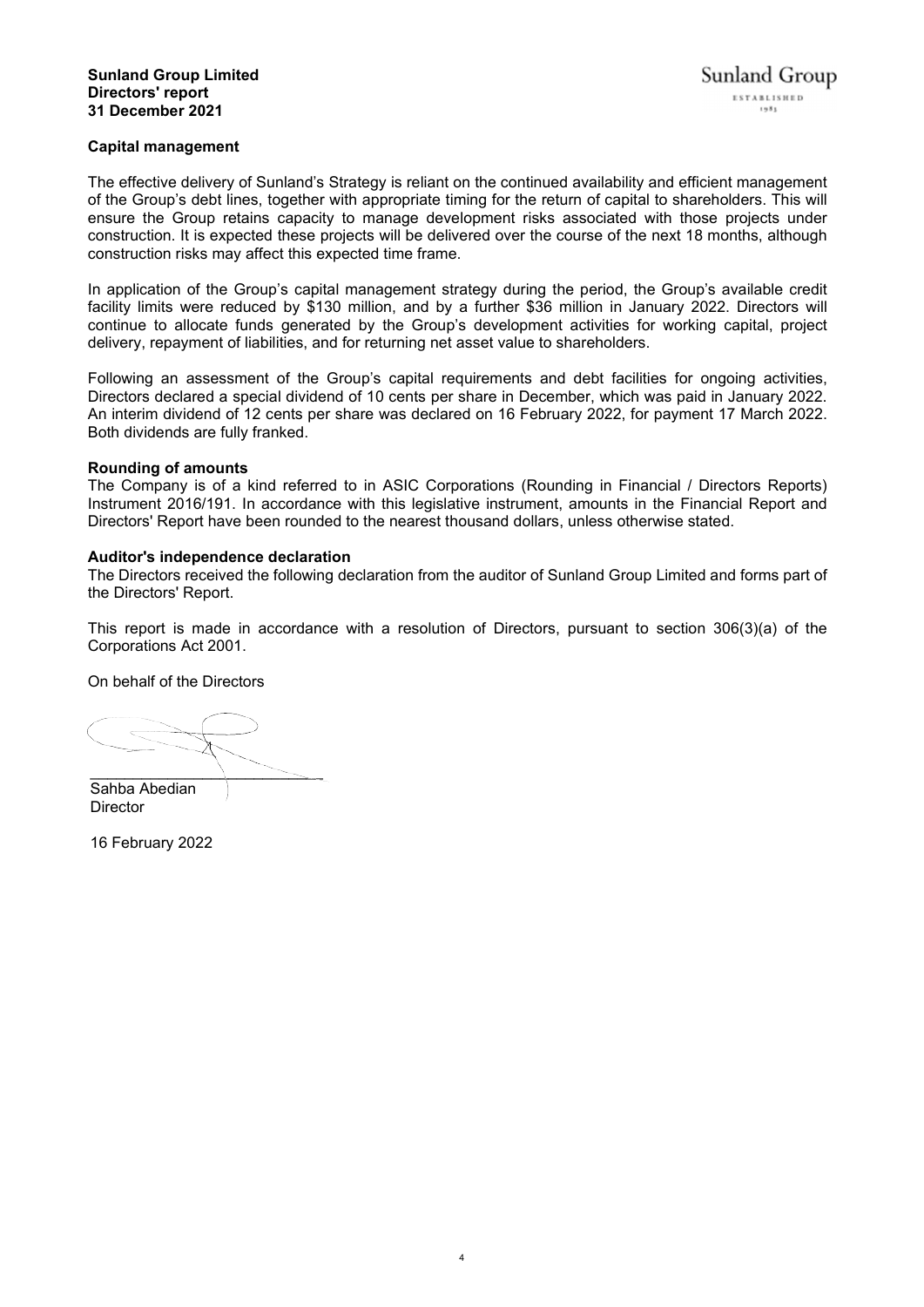### Capital management

The effective delivery of Sunland's Strategy is reliant on the continued availability and efficient management of the Group's debt lines, together with appropriate timing for the return of capital to shareholders. This will ensure the Group retains capacity to manage development risks associated with those projects under construction. It is expected these projects will be delivered over the course of the next 18 months, although construction risks may affect this expected time frame.

In application of the Group's capital management strategy during the period, the Group's available credit facility limits were reduced by $130 million, and by a further $36 million in January 2022. Directors will continue to allocate funds generated by the Group's development activities for working capital, project delivery, repayment of liabilities, and for returning net asset value to shareholders.

Following an assessment of the Group's capital requirements and debt facilities for ongoing activities, Directors declared a special dividend of 10 cents per share in December, which was paid in January 2022. An interim dividend of 12 cents per share was declared on 16 February 2022, for payment 17 March 2022. Both dividends are fully franked.

### Rounding of amounts

The Company is of a kind referred to in ASIC Corporations (Rounding in Financial / Directors Reports) Instrument 2016/191. In accordance with this legislative instrument, amounts in the Financial Report and Directors' Report have been rounded to the nearest thousand dollars, unless otherwise stated.

### Auditor's independence declaration

The Directors received the following declaration from the auditor of Sunland Group Limited and forms part of the Directors' Report.

This report is made in accordance with a resolution of Directors, pursuant to section 306(3)(a) of the Corporations Act 2001.

On behalf of the Directors

Sahba Abedian
Director

16 February 2022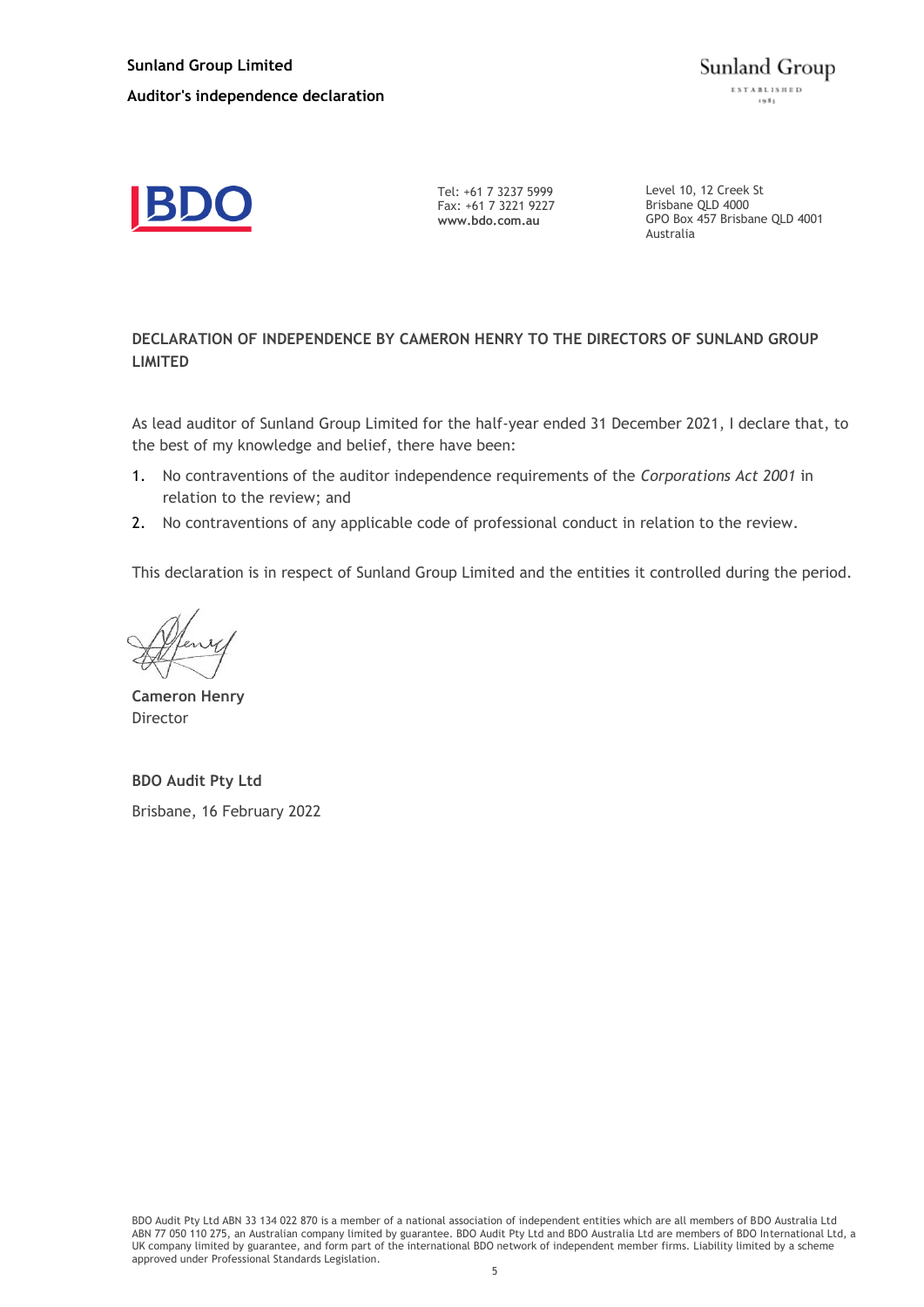Tel: +61 7 3237 5999
Fax: +61 7 3221 9227
**www.bdo.com.au**

Level 10, 12 Creek St
Brisbane QLD 4000
GPO Box 457 Brisbane QLD 4001
Australia

## DECLARATION OF INDEPENDENCE BY CAMERON HENRY TO THE DIRECTORS OF SUNLAND GROUP LIMITED

As lead auditor of Sunland Group Limited for the half-year ended 31 December 2021, I declare that, to the best of my knowledge and belief, there have been:

1. No contraventions of the auditor independence requirements of the *Corporations Act 2001* in relation to the review; and
2. No contraventions of any applicable code of professional conduct in relation to the review.

This declaration is in respect of Sunland Group Limited and the entities it controlled during the period.

**Cameron Henry**
Director

**BDO Audit Pty Ltd**
Brisbane, 16 February 2022

BDO Audit Pty Ltd ABN 33 134 022 870 is a member of a national association of independent entities which are all members of BDO Australia Ltd ABN 77 050 110 275, an Australian company limited by guarantee. BDO Audit Pty Ltd and BDO Australia Ltd are members of BDO International Ltd, a UK company limited by guarantee, and form part of the international BDO network of independent member firms. Liability limited by a scheme approved under Professional Standards Legislation.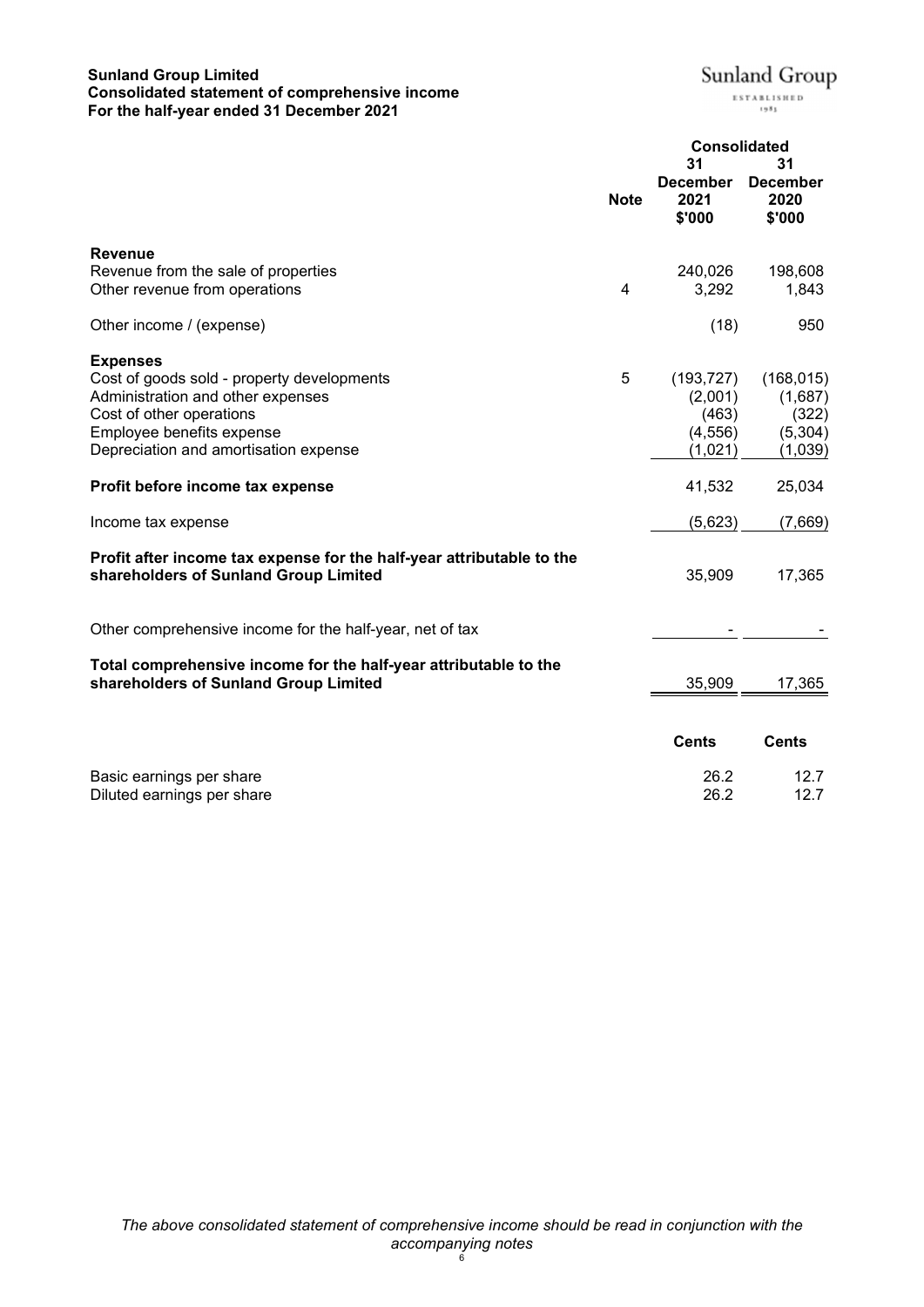**Sunland Group Limited**
**Consolidated statement of comprehensive income**
**For the half-year ended 31 December 2021**

Sunland Group
ESTABLISHED 1983

| | Note | Consolidated 31 December 2021 $'000 | Consolidated 31 December 2020 $'000 |
|---|---|---|---|
| **Revenue** | | | |
| Revenue from the sale of properties | | 240,026 | 198,608 |
| Other revenue from operations | 4 | 3,292 | 1,843 |
| | | | |
| Other income / (expense) | | (18) | 950 |
| | | | |
| **Expenses** | | | |
| Cost of goods sold - property developments | 5 | (193,727) | (168,015) |
| Administration and other expenses | | (2,001) | (1,687) |
| Cost of other operations | | (463) | (322) |
| Employee benefits expense | | (4,556) | (5,304) |
| Depreciation and amortisation expense | | (1,021) | (1,039) |
| | | | |
| **Profit before income tax expense** | | 41,532 | 25,034 |
| | | | |
| Income tax expense | | (5,623) | (7,669) |
| | | | |
| **Profit after income tax expense for the half-year attributable to the shareholders of Sunland Group Limited** | | 35,909 | 17,365 |
| | | | |
| Other comprehensive income for the half-year, net of tax | | - | - |
| | | | |
| **Total comprehensive income for the half-year attributable to the shareholders of Sunland Group Limited** | | 35,909 | 17,365 |
| | | | |
| | | **Cents** | **Cents** |
| Basic earnings per share | | 26.2 | 12.7 |
| Diluted earnings per share | | 26.2 | 12.7 |

*The above consolidated statement of comprehensive income should be read in conjunction with the accompanying notes*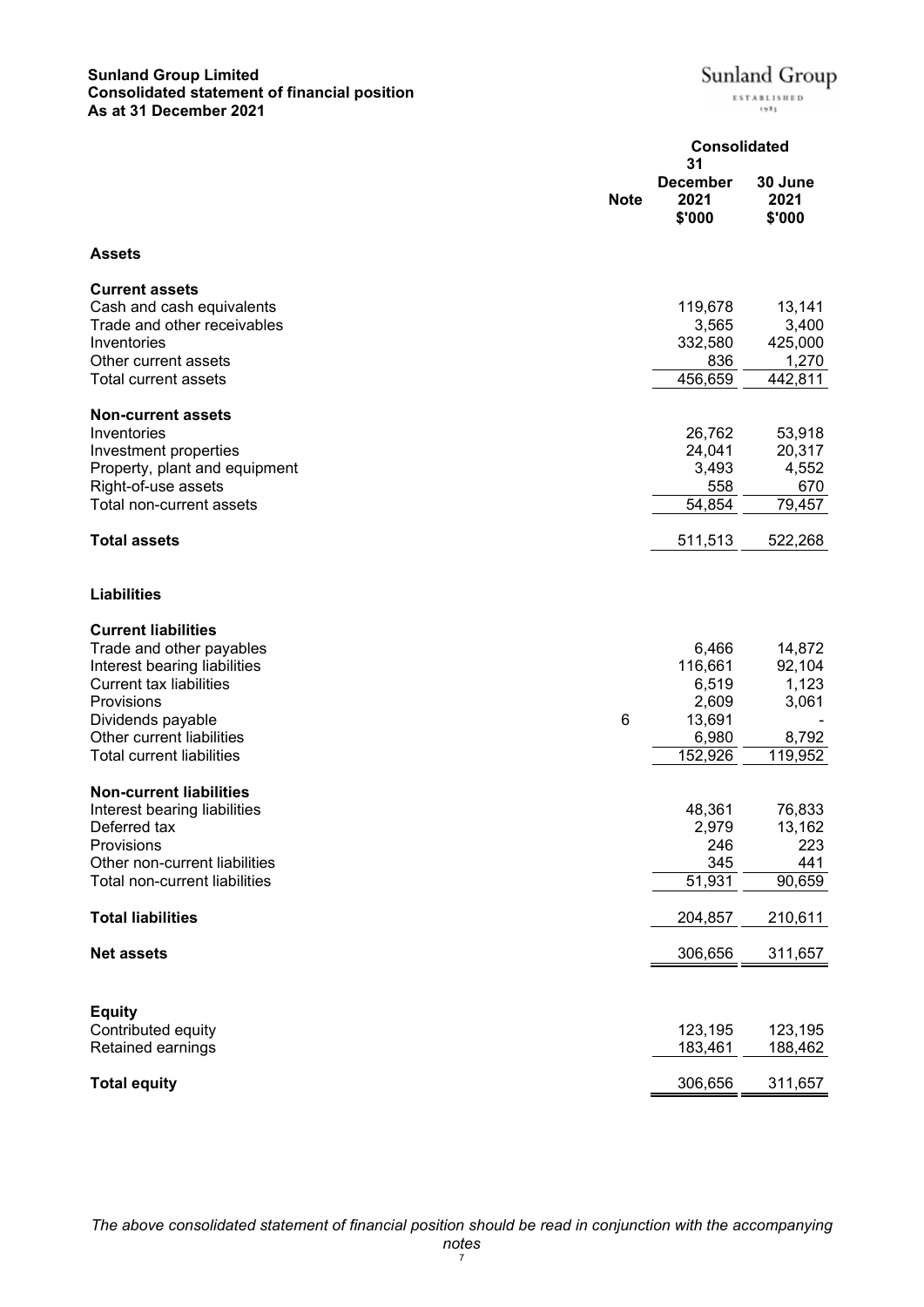**Sunland Group Limited**
**Consolidated statement of financial position**
**As at 31 December 2021**

Sunland Group
ESTABLISHED 1983

| | Note | Consolidated 31 December 2021 $'000 | 30 June 2021 $'000 |
|---|---|---|---|
| **Assets** | | | |
| **Current assets** | | | |
| Cash and cash equivalents | | 119,678 | 13,141 |
| Trade and other receivables | | 3,565 | 3,400 |
| Inventories | | 332,580 | 425,000 |
| Other current assets | | 836 | 1,270 |
| Total current assets | | 456,659 | 442,811 |
| **Non-current assets** | | | |
| Inventories | | 26,762 | 53,918 |
| Investment properties | | 24,041 | 20,317 |
| Property, plant and equipment | | 3,493 | 4,552 |
| Right-of-use assets | | 558 | 670 |
| Total non-current assets | | 54,854 | 79,457 |
| **Total assets** | | 511,513 | 522,268 |
| **Liabilities** | | | |
| **Current liabilities** | | | |
| Trade and other payables | | 6,466 | 14,872 |
| Interest bearing liabilities | | 116,661 | 92,104 |
| Current tax liabilities | | 6,519 | 1,123 |
| Provisions | | 2,609 | 3,061 |
| Dividends payable | 6 | 13,691 | - |
| Other current liabilities | | 6,980 | 8,792 |
| Total current liabilities | | 152,926 | 119,952 |
| **Non-current liabilities** | | | |
| Interest bearing liabilities | | 48,361 | 76,833 |
| Deferred tax | | 2,979 | 13,162 |
| Provisions | | 246 | 223 |
| Other non-current liabilities | | 345 | 441 |
| Total non-current liabilities | | 51,931 | 90,659 |
| **Total liabilities** | | 204,857 | 210,611 |
| **Net assets** | | 306,656 | 311,657 |
| **Equity** | | | |
| Contributed equity | | 123,195 | 123,195 |
| Retained earnings | | 183,461 | 188,462 |
| **Total equity** | | 306,656 | 311,657 |

*The above consolidated statement of financial position should be read in conjunction with the accompanying notes*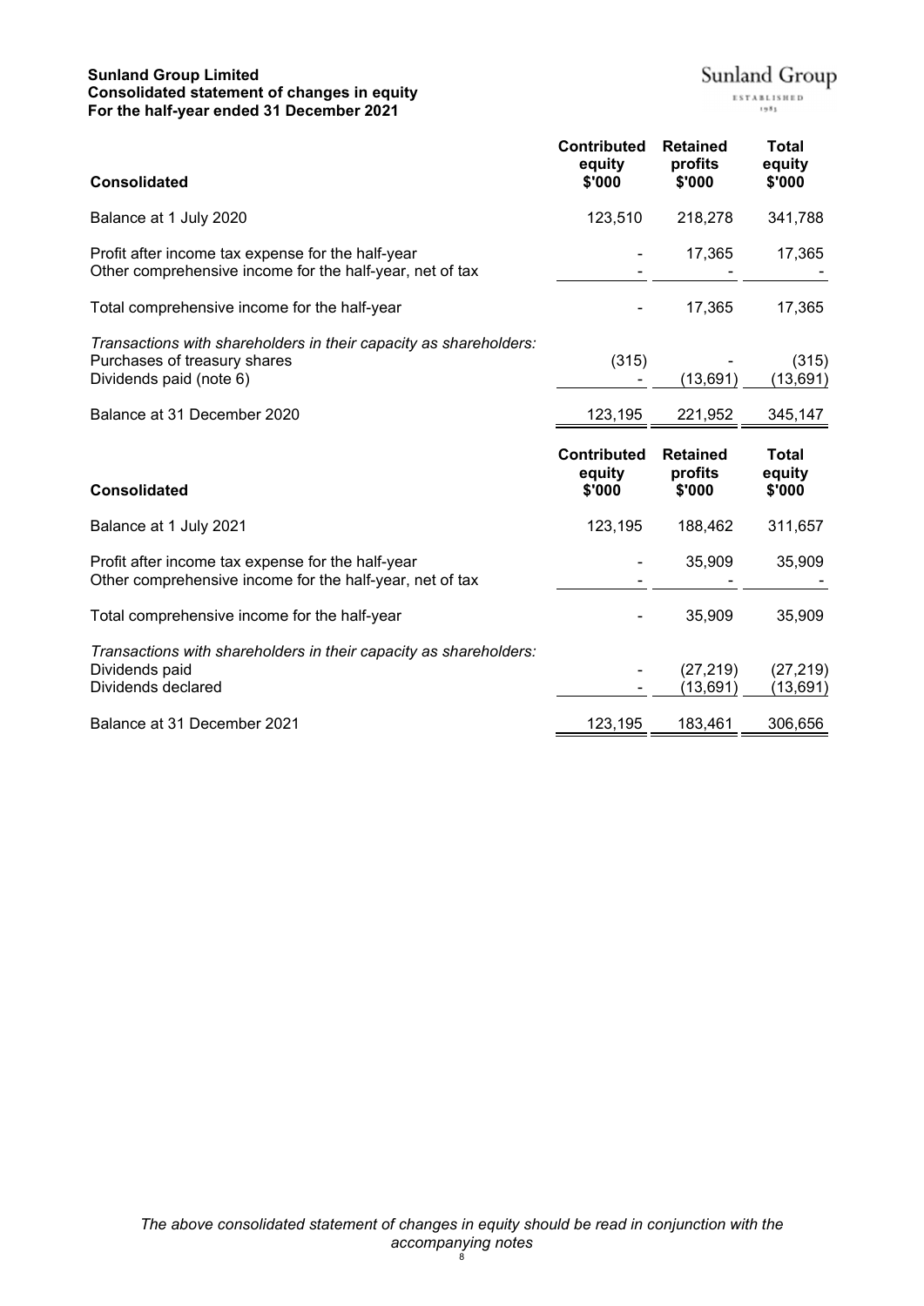**Sunland Group Limited**
**Consolidated statement of changes in equity**
**For the half-year ended 31 December 2021**

Sunland Group
ESTABLISHED 1983

| **Consolidated** | **Contributed equity $'000** | **Retained profits $'000** | **Total equity $'000** |
|---|---|---|---|
| Balance at 1 July 2020 | 123,510 | 218,278 | 341,788 |
| Profit after income tax expense for the half-year | - | 17,365 | 17,365 |
| Other comprehensive income for the half-year, net of tax | - | - | - |
| Total comprehensive income for the half-year | - | 17,365 | 17,365 |
| *Transactions with shareholders in their capacity as shareholders:* | | | |
| Purchases of treasury shares | (315) | - | (315) |
| Dividends paid (note 6) | - | (13,691) | (13,691) |
| Balance at 31 December 2020 | 123,195 | 221,952 | 345,147 |

| **Consolidated** | **Contributed equity $'000** | **Retained profits $'000** | **Total equity $'000** |
|---|---|---|---|
| Balance at 1 July 2021 | 123,195 | 188,462 | 311,657 |
| Profit after income tax expense for the half-year | - | 35,909 | 35,909 |
| Other comprehensive income for the half-year, net of tax | - | - | - |
| Total comprehensive income for the half-year | - | 35,909 | 35,909 |
| *Transactions with shareholders in their capacity as shareholders:* | | | |
| Dividends paid | - | (27,219) | (27,219) |
| Dividends declared | - | (13,691) | (13,691) |
| Balance at 31 December 2021 | 123,195 | 183,461 | 306,656 |

*The above consolidated statement of changes in equity should be read in conjunction with the accompanying notes*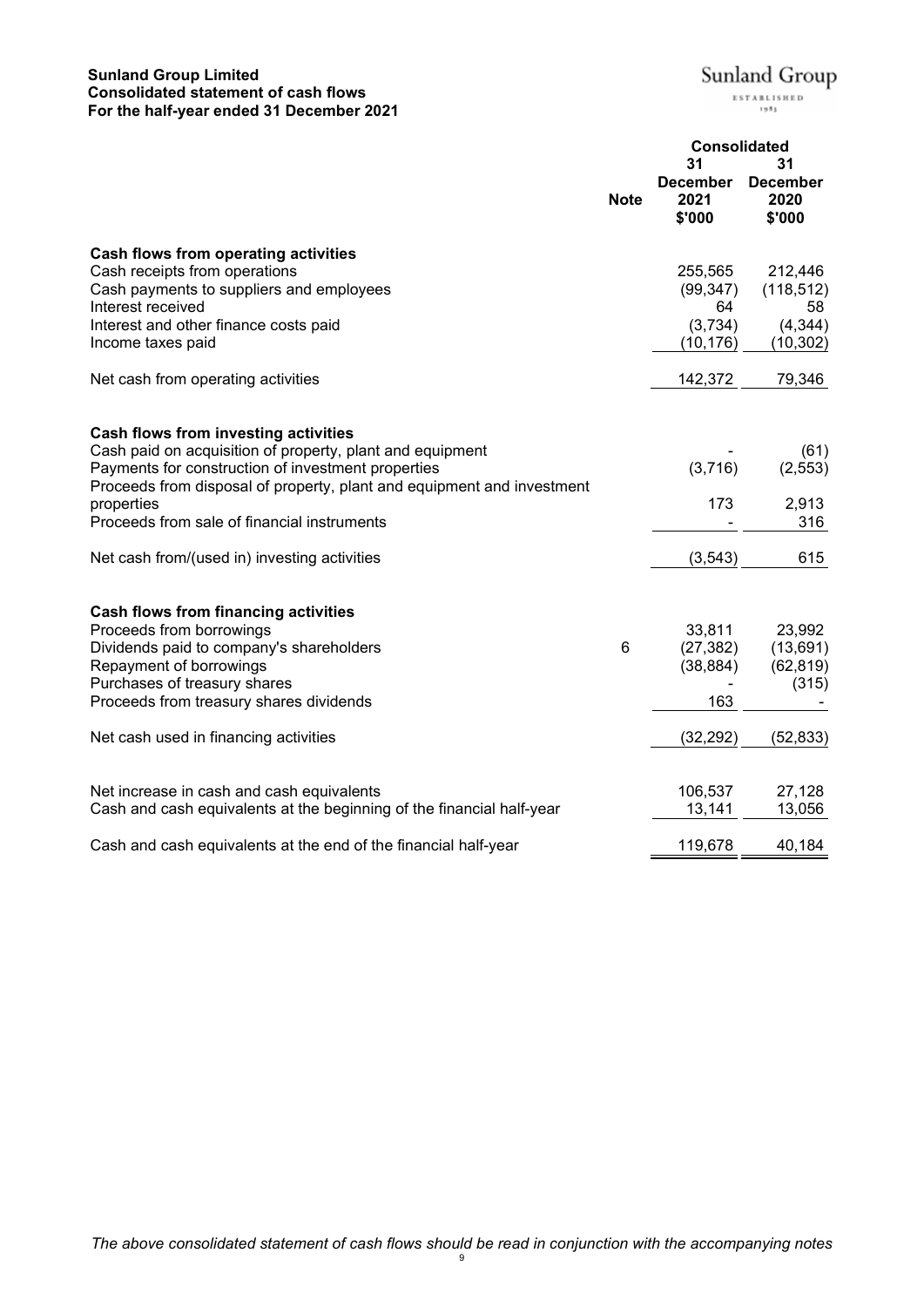**Sunland Group Limited**
**Consolidated statement of cash flows**
**For the half-year ended 31 December 2021**

Sunland Group
ESTABLISHED 1983

| | Note | Consolidated 31 December 2021 $'000 | 31 December 2020 $'000 |
|---|---|---|---|
| **Cash flows from operating activities** | | | |
| Cash receipts from operations | | 255,565 | 212,446 |
| Cash payments to suppliers and employees | | (99,347) | (118,512) |
| Interest received | | 64 | 58 |
| Interest and other finance costs paid | | (3,734) | (4,344) |
| Income taxes paid | | (10,176) | (10,302) |
| Net cash from operating activities | | 142,372 | 79,346 |
| **Cash flows from investing activities** | | | |
| Cash paid on acquisition of property, plant and equipment | | - | (61) |
| Payments for construction of investment properties | | (3,716) | (2,553) |
| Proceeds from disposal of property, plant and equipment and investment properties | | 173 | 2,913 |
| Proceeds from sale of financial instruments | | - | 316 |
| Net cash from/(used in) investing activities | | (3,543) | 615 |
| **Cash flows from financing activities** | | | |
| Proceeds from borrowings | | 33,811 | 23,992 |
| Dividends paid to company's shareholders | 6 | (27,382) | (13,691) |
| Repayment of borrowings | | (38,884) | (62,819) |
| Purchases of treasury shares | | - | (315) |
| Proceeds from treasury shares dividends | | 163 | - |
| Net cash used in financing activities | | (32,292) | (52,833) |
| Net increase in cash and cash equivalents | | 106,537 | 27,128 |
| Cash and cash equivalents at the beginning of the financial half-year | | 13,141 | 13,056 |
| Cash and cash equivalents at the end of the financial half-year | | 119,678 | 40,184 |

*The above consolidated statement of cash flows should be read in conjunction with the accompanying notes*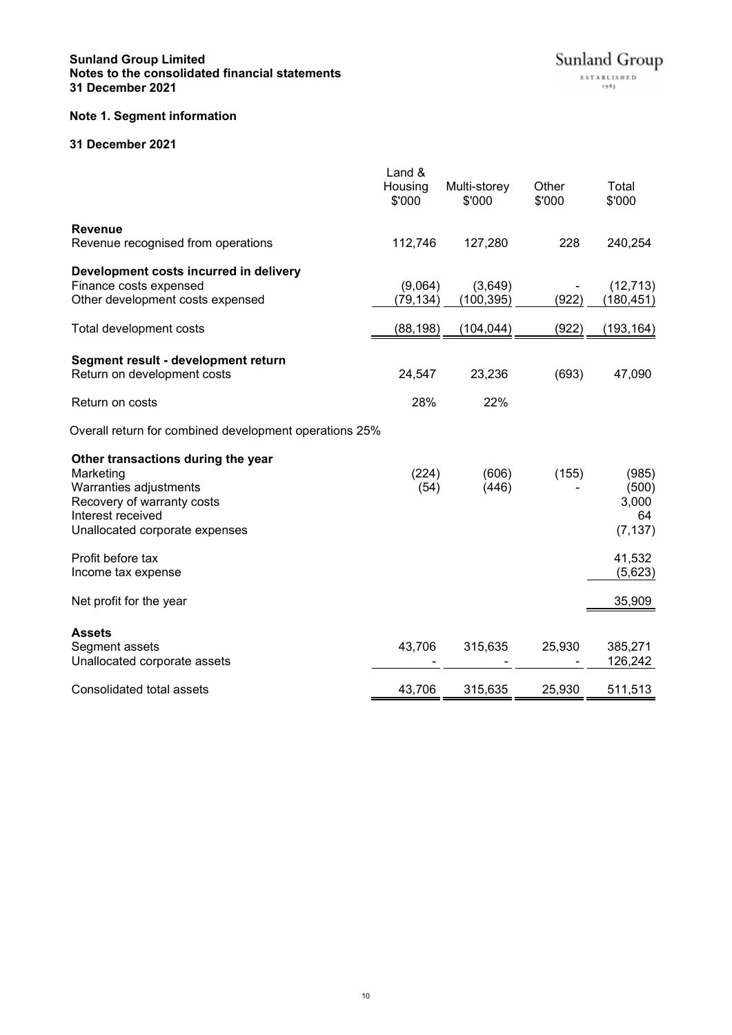**Sunland Group Limited**
**Notes to the consolidated financial statements**
**31 December 2021**

## Note 1. Segment information

### 31 December 2021

| | Land & Housing $'000 | Multi-storey $'000 | Other $'000 | Total $'000 |
|---|---|---|---|---|
| **Revenue** | | | | |
| Revenue recognised from operations | 112,746 | 127,280 | 228 | 240,254 |
| **Development costs incurred in delivery** | | | | |
| Finance costs expensed | (9,064) | (3,649) | - | (12,713) |
| Other development costs expensed | (79,134) | (100,395) | (922) | (180,451) |
| Total development costs | (88,198) | (104,044) | (922) | (193,164) |
| **Segment result - development return** | | | | |
| Return on development costs | 24,547 | 23,236 | (693) | 47,090 |
| Return on costs | 28% | 22% | | |
| Overall return for combined development operations 25% | | | | |
| **Other transactions during the year** | | | | |
| Marketing | (224) | (606) | (155) | (985) |
| Warranties adjustments | (54) | (446) | - | (500) |
| Recovery of warranty costs | | | | 3,000 |
| Interest received | | | | 64 |
| Unallocated corporate expenses | | | | (7,137) |
| Profit before tax | | | | 41,532 |
| Income tax expense | | | | (5,623) |
| Net profit for the year | | | | 35,909 |
| **Assets** | | | | |
| Segment assets | 43,706 | 315,635 | 25,930 | 385,271 |
| Unallocated corporate assets | - | - | - | 126,242 |
| Consolidated total assets | 43,706 | 315,635 | 25,930 | 511,513 |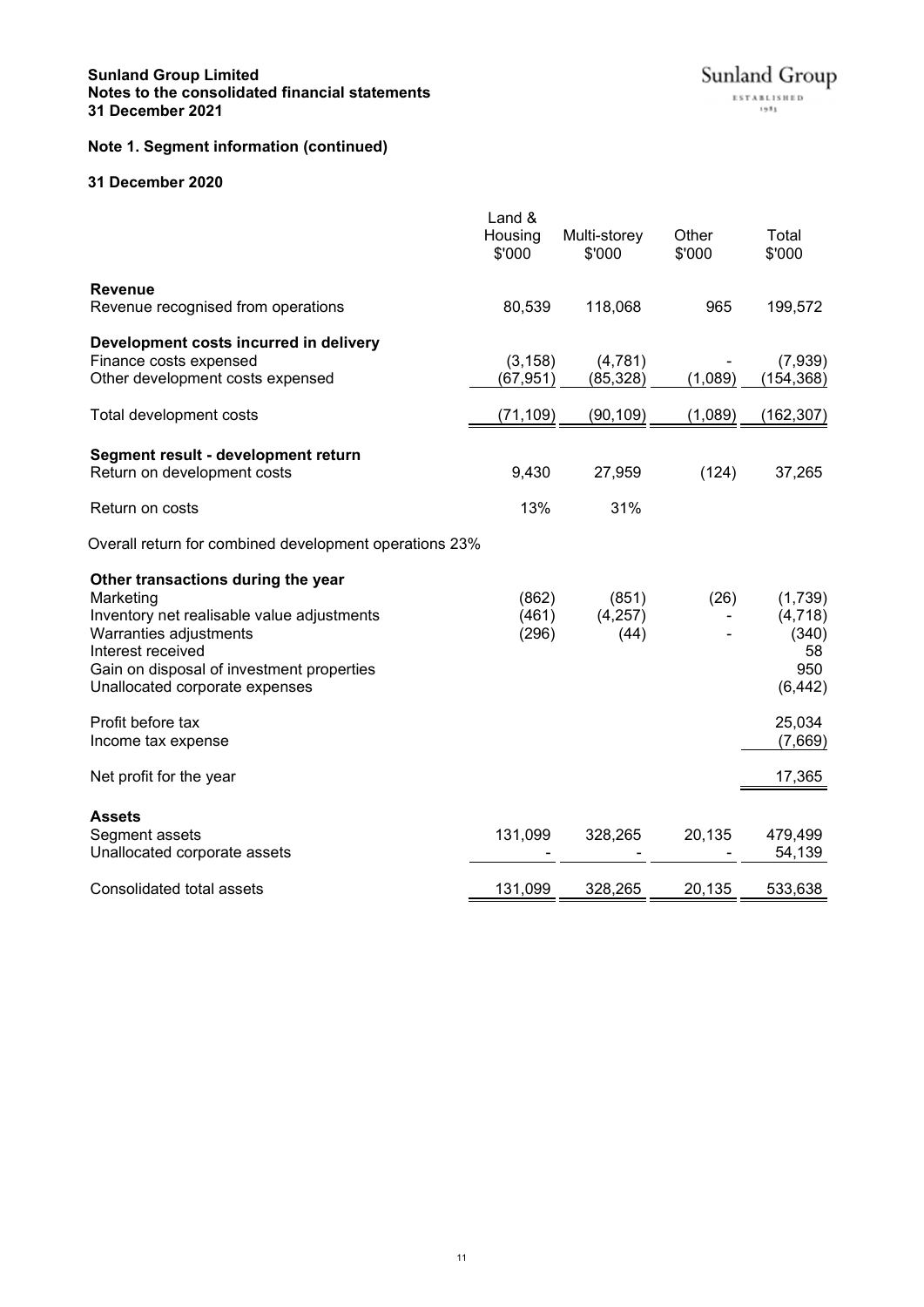**Sunland Group Limited**
**Notes to the consolidated financial statements**
**31 December 2021**

## Note 1. Segment information (continued)

### 31 December 2020

| | Land & Housing $'000 | Multi-storey $'000 | Other $'000 | Total $'000 |
|---|---|---|---|---|
| **Revenue** | | | | |
| Revenue recognised from operations | 80,539 | 118,068 | 965 | 199,572 |
| **Development costs incurred in delivery** | | | | |
| Finance costs expensed | (3,158) | (4,781) | - | (7,939) |
| Other development costs expensed | (67,951) | (85,328) | (1,089) | (154,368) |
| Total development costs | (71,109) | (90,109) | (1,089) | (162,307) |
| **Segment result - development return** | | | | |
| Return on development costs | 9,430 | 27,959 | (124) | 37,265 |
| Return on costs | 13% | 31% | | |
| Overall return for combined development operations 23% | | | | |
| **Other transactions during the year** | | | | |
| Marketing | (862) | (851) | (26) | (1,739) |
| Inventory net realisable value adjustments | (461) | (4,257) | - | (4,718) |
| Warranties adjustments | (296) | (44) | - | (340) |
| Interest received | | | | 58 |
| Gain on disposal of investment properties | | | | 950 |
| Unallocated corporate expenses | | | | (6,442) |
| Profit before tax | | | | 25,034 |
| Income tax expense | | | | (7,669) |
| Net profit for the year | | | | 17,365 |
| **Assets** | | | | |
| Segment assets | 131,099 | 328,265 | 20,135 | 479,499 |
| Unallocated corporate assets | - | - | - | 54,139 |
| Consolidated total assets | 131,099 | 328,265 | 20,135 | 533,638 |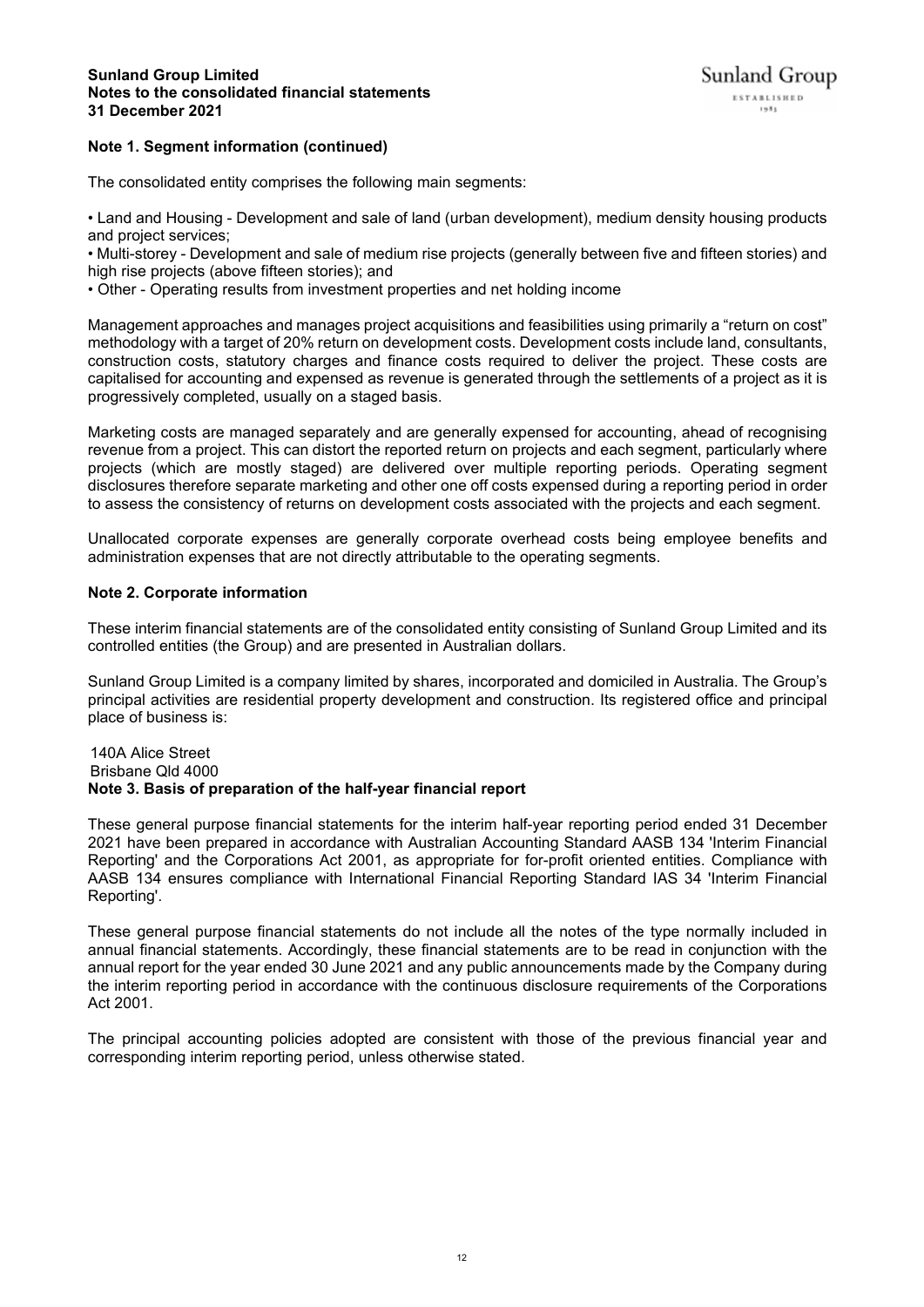## Note 1. Segment information (continued)

The consolidated entity comprises the following main segments:

- Land and Housing - Development and sale of land (urban development), medium density housing products and project services;
- Multi-storey - Development and sale of medium rise projects (generally between five and fifteen stories) and high rise projects (above fifteen stories); and
- Other - Operating results from investment properties and net holding income

Management approaches and manages project acquisitions and feasibilities using primarily a "return on cost" methodology with a target of 20% return on development costs. Development costs include land, consultants, construction costs, statutory charges and finance costs required to deliver the project. These costs are capitalised for accounting and expensed as revenue is generated through the settlements of a project as it is progressively completed, usually on a staged basis.

Marketing costs are managed separately and are generally expensed for accounting, ahead of recognising revenue from a project. This can distort the reported return on projects and each segment, particularly where projects (which are mostly staged) are delivered over multiple reporting periods. Operating segment disclosures therefore separate marketing and other one off costs expensed during a reporting period in order to assess the consistency of returns on development costs associated with the projects and each segment.

Unallocated corporate expenses are generally corporate overhead costs being employee benefits and administration expenses that are not directly attributable to the operating segments.

## Note 2. Corporate information

These interim financial statements are of the consolidated entity consisting of Sunland Group Limited and its controlled entities (the Group) and are presented in Australian dollars.

Sunland Group Limited is a company limited by shares, incorporated and domiciled in Australia. The Group's principal activities are residential property development and construction. Its registered office and principal place of business is:

140A Alice Street
Brisbane Qld 4000

## Note 3. Basis of preparation of the half-year financial report

These general purpose financial statements for the interim half-year reporting period ended 31 December 2021 have been prepared in accordance with Australian Accounting Standard AASB 134 'Interim Financial Reporting' and the Corporations Act 2001, as appropriate for for-profit oriented entities. Compliance with AASB 134 ensures compliance with International Financial Reporting Standard IAS 34 'Interim Financial Reporting'.

These general purpose financial statements do not include all the notes of the type normally included in annual financial statements. Accordingly, these financial statements are to be read in conjunction with the annual report for the year ended 30 June 2021 and any public announcements made by the Company during the interim reporting period in accordance with the continuous disclosure requirements of the Corporations Act 2001.

The principal accounting policies adopted are consistent with those of the previous financial year and corresponding interim reporting period, unless otherwise stated.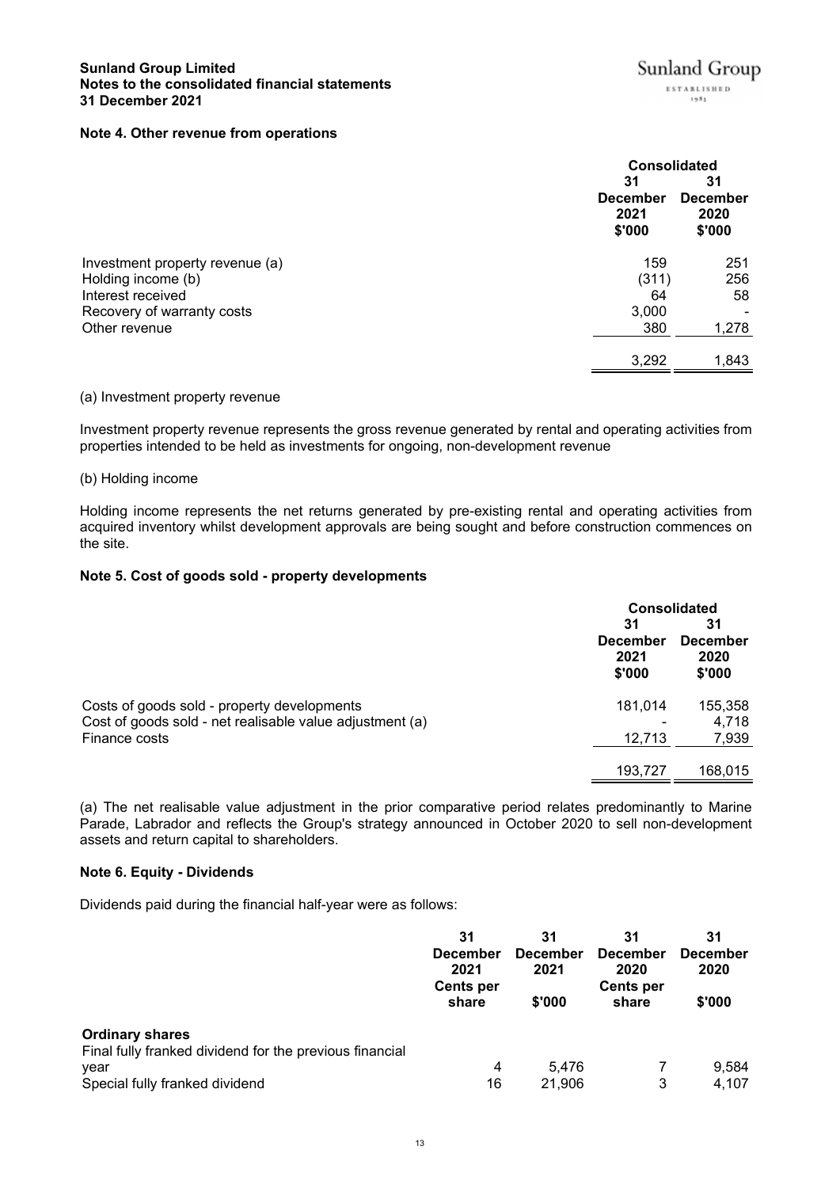### Note 4. Other revenue from operations

| | Consolidated | |
|---|---|---|
| | 31 December 2021 $'000 | 31 December 2020 $'000 |
| Investment property revenue (a) | 159 | 251 |
| Holding income (b) | (311) | 256 |
| Interest received | 64 | 58 |
| Recovery of warranty costs | 3,000 | - |
| Other revenue | 380 | 1,278 |
| | 3,292 | 1,843 |

(a) Investment property revenue

Investment property revenue represents the gross revenue generated by rental and operating activities from properties intended to be held as investments for ongoing, non-development revenue

(b) Holding income

Holding income represents the net returns generated by pre-existing rental and operating activities from acquired inventory whilst development approvals are being sought and before construction commences on the site.

### Note 5. Cost of goods sold - property developments

| | Consolidated | |
|---|---|---|
| | 31 December 2021 $'000 | 31 December 2020 $'000 |
| Costs of goods sold - property developments | 181,014 | 155,358 |
| Cost of goods sold - net realisable value adjustment (a) | - | 4,718 |
| Finance costs | 12,713 | 7,939 |
| | 193,727 | 168,015 |

(a) The net realisable value adjustment in the prior comparative period relates predominantly to Marine Parade, Labrador and reflects the Group's strategy announced in October 2020 to sell non-development assets and return capital to shareholders.

### Note 6. Equity - Dividends

Dividends paid during the financial half-year were as follows:

| | 31 December 2021 Cents per share | 31 December 2021 $'000 | 31 December 2020 Cents per share | 31 December 2020 $'000 |
|---|---|---|---|---|
| **Ordinary shares** | | | | |
| Final fully franked dividend for the previous financial year | 4 | 5,476 | 7 | 9,584 |
| Special fully franked dividend | 16 | 21,906 | 3 | 4,107 |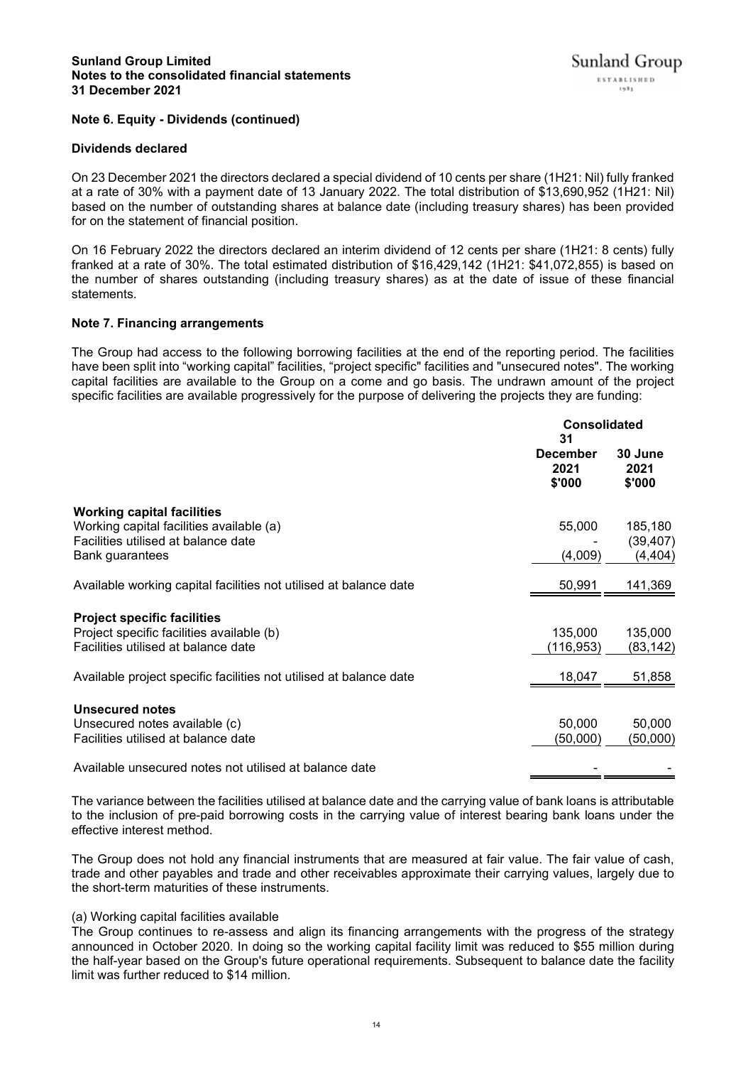## Note 6. Equity - Dividends (continued)

### Dividends declared

On 23 December 2021 the directors declared a special dividend of 10 cents per share (1H21: Nil) fully franked at a rate of 30% with a payment date of 13 January 2022. The total distribution of $13,690,952 (1H21: Nil) based on the number of outstanding shares at balance date (including treasury shares) has been provided for on the statement of financial position.

On 16 February 2022 the directors declared an interim dividend of 12 cents per share (1H21: 8 cents) fully franked at a rate of 30%. The total estimated distribution of $16,429,142 (1H21: $41,072,855) is based on the number of shares outstanding (including treasury shares) as at the date of issue of these financial statements.

## Note 7. Financing arrangements

The Group had access to the following borrowing facilities at the end of the reporting period. The facilities have been split into "working capital" facilities, "project specific" facilities and "unsecured notes". The working capital facilities are available to the Group on a come and go basis. The undrawn amount of the project specific facilities are available progressively for the purpose of delivering the projects they are funding:

| | Consolidated | |
|---|---|---|
| | 31 December 2021 $'000 | 30 June 2021 $'000 |
| **Working capital facilities** | | |
| Working capital facilities available (a) | 55,000 | 185,180 |
| Facilities utilised at balance date | - | (39,407) |
| Bank guarantees | (4,009) | (4,404) |
| Available working capital facilities not utilised at balance date | 50,991 | 141,369 |
| **Project specific facilities** | | |
| Project specific facilities available (b) | 135,000 | 135,000 |
| Facilities utilised at balance date | (116,953) | (83,142) |
| Available project specific facilities not utilised at balance date | 18,047 | 51,858 |
| **Unsecured notes** | | |
| Unsecured notes available (c) | 50,000 | 50,000 |
| Facilities utilised at balance date | (50,000) | (50,000) |
| Available unsecured notes not utilised at balance date | - | - |

The variance between the facilities utilised at balance date and the carrying value of bank loans is attributable to the inclusion of pre-paid borrowing costs in the carrying value of interest bearing bank loans under the effective interest method.

The Group does not hold any financial instruments that are measured at fair value. The fair value of cash, trade and other payables and trade and other receivables approximate their carrying values, largely due to the short-term maturities of these instruments.

(a) Working capital facilities available

The Group continues to re-assess and align its financing arrangements with the progress of the strategy announced in October 2020. In doing so the working capital facility limit was reduced to $55 million during the half-year based on the Group's future operational requirements. Subsequent to balance date the facility limit was further reduced to $14 million.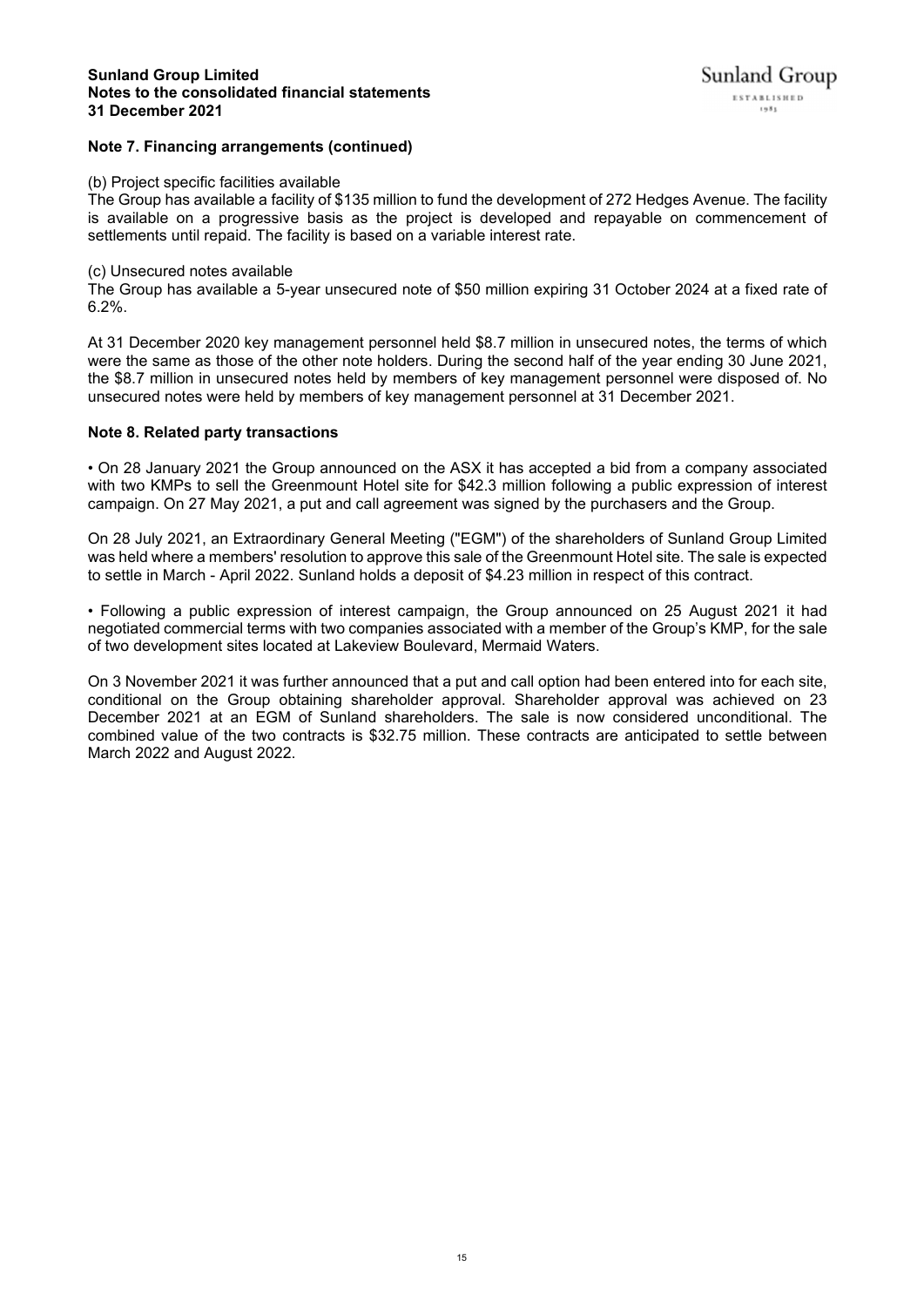## Note 7. Financing arrangements (continued)

(b) Project specific facilities available

The Group has available a facility of $135 million to fund the development of 272 Hedges Avenue. The facility is available on a progressive basis as the project is developed and repayable on commencement of settlements until repaid. The facility is based on a variable interest rate.

(c) Unsecured notes available

The Group has available a 5-year unsecured note of $50 million expiring 31 October 2024 at a fixed rate of 6.2%.

At 31 December 2020 key management personnel held $8.7 million in unsecured notes, the terms of which were the same as those of the other note holders. During the second half of the year ending 30 June 2021, the $8.7 million in unsecured notes held by members of key management personnel were disposed of. No unsecured notes were held by members of key management personnel at 31 December 2021.

## Note 8. Related party transactions

• On 28 January 2021 the Group announced on the ASX it has accepted a bid from a company associated with two KMPs to sell the Greenmount Hotel site for $42.3 million following a public expression of interest campaign. On 27 May 2021, a put and call agreement was signed by the purchasers and the Group.

On 28 July 2021, an Extraordinary General Meeting ("EGM") of the shareholders of Sunland Group Limited was held where a members' resolution to approve this sale of the Greenmount Hotel site. The sale is expected to settle in March - April 2022. Sunland holds a deposit of $4.23 million in respect of this contract.

• Following a public expression of interest campaign, the Group announced on 25 August 2021 it had negotiated commercial terms with two companies associated with a member of the Group's KMP, for the sale of two development sites located at Lakeview Boulevard, Mermaid Waters.

On 3 November 2021 it was further announced that a put and call option had been entered into for each site, conditional on the Group obtaining shareholder approval. Shareholder approval was achieved on 23 December 2021 at an EGM of Sunland shareholders. The sale is now considered unconditional. The combined value of the two contracts is $32.75 million. These contracts are anticipated to settle between March 2022 and August 2022.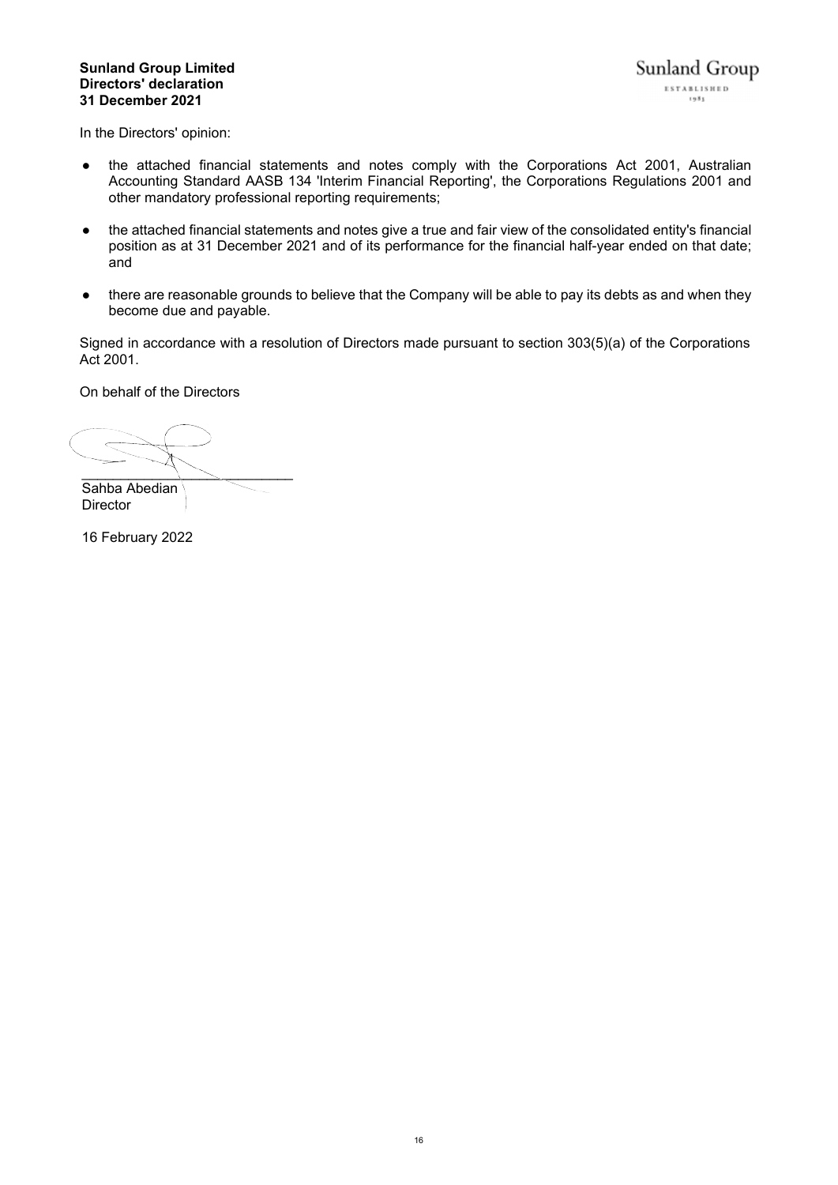**Sunland Group Limited**
**Directors' declaration**
**31 December 2021**

In the Directors' opinion:

- the attached financial statements and notes comply with the Corporations Act 2001, Australian Accounting Standard AASB 134 'Interim Financial Reporting', the Corporations Regulations 2001 and other mandatory professional reporting requirements;

- the attached financial statements and notes give a true and fair view of the consolidated entity's financial position as at 31 December 2021 and of its performance for the financial half-year ended on that date; and

- there are reasonable grounds to believe that the Company will be able to pay its debts as and when they become due and payable.

Signed in accordance with a resolution of Directors made pursuant to section 303(5)(a) of the Corporations Act 2001.

On behalf of the Directors

Sahba Abedian
Director

16 February 2022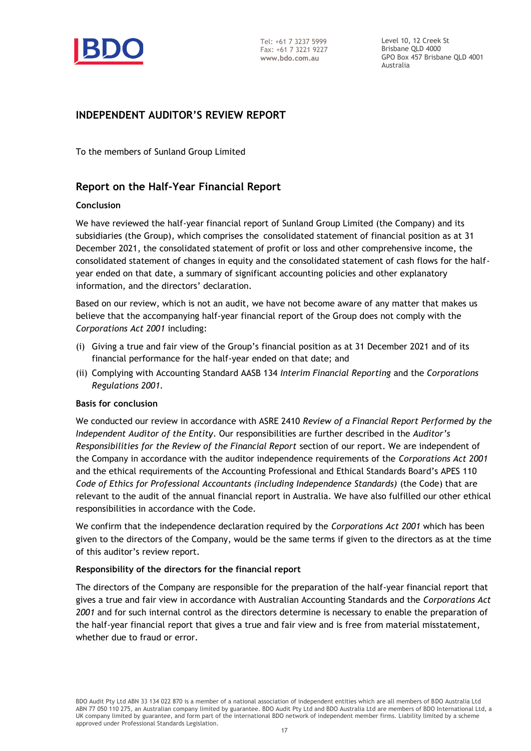# INDEPENDENT AUDITOR'S REVIEW REPORT

To the members of Sunland Group Limited

## Report on the Half-Year Financial Report

### Conclusion

We have reviewed the half-year financial report of Sunland Group Limited (the Company) and its subsidiaries (the Group), which comprises the consolidated statement of financial position as at 31 December 2021, the consolidated statement of profit or loss and other comprehensive income, the consolidated statement of changes in equity and the consolidated statement of cash flows for the half-year ended on that date, a summary of significant accounting policies and other explanatory information, and the directors' declaration.

Based on our review, which is not an audit, we have not become aware of any matter that makes us believe that the accompanying half-year financial report of the Group does not comply with the *Corporations Act 2001* including:

(i) Giving a true and fair view of the Group's financial position as at 31 December 2021 and of its financial performance for the half-year ended on that date; and

(ii) Complying with Accounting Standard AASB 134 *Interim Financial Reporting* and the *Corporations Regulations 2001*.

### Basis for conclusion

We conducted our review in accordance with ASRE 2410 *Review of a Financial Report Performed by the Independent Auditor of the Entity*. Our responsibilities are further described in the *Auditor's Responsibilities for the Review of the Financial Report* section of our report. We are independent of the Company in accordance with the auditor independence requirements of the *Corporations Act 2001* and the ethical requirements of the Accounting Professional and Ethical Standards Board's APES 110 *Code of Ethics for Professional Accountants (including Independence Standards)* (the Code) that are relevant to the audit of the annual financial report in Australia. We have also fulfilled our other ethical responsibilities in accordance with the Code.

We confirm that the independence declaration required by the *Corporations Act 2001* which has been given to the directors of the Company, would be the same terms if given to the directors as at the time of this auditor's review report.

### Responsibility of the directors for the financial report

The directors of the Company are responsible for the preparation of the half-year financial report that gives a true and fair view in accordance with Australian Accounting Standards and the *Corporations Act 2001* and for such internal control as the directors determine is necessary to enable the preparation of the half-year financial report that gives a true and fair view and is free from material misstatement, whether due to fraud or error.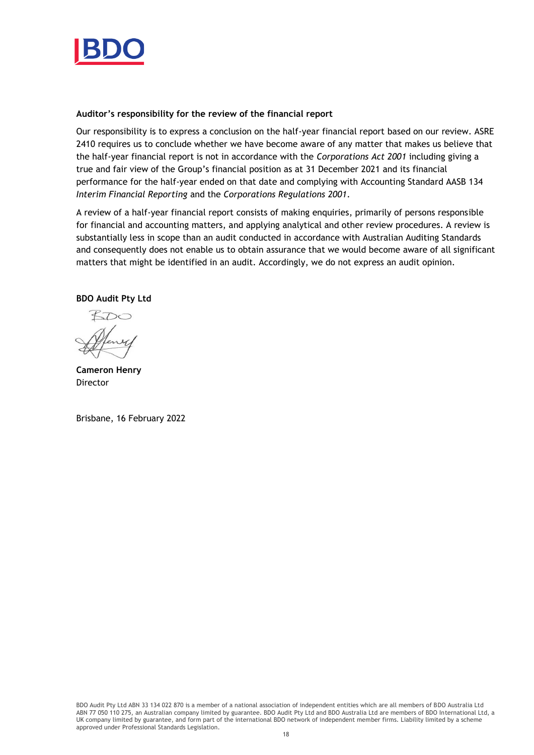**Auditor's responsibility for the review of the financial report**

Our responsibility is to express a conclusion on the half-year financial report based on our review. ASRE 2410 requires us to conclude whether we have become aware of any matter that makes us believe that the half-year financial report is not in accordance with the *Corporations Act 2001* including giving a true and fair view of the Group's financial position as at 31 December 2021 and its financial performance for the half-year ended on that date and complying with Accounting Standard AASB 134 *Interim Financial Reporting* and the *Corporations Regulations 2001*.

A review of a half-year financial report consists of making enquiries, primarily of persons responsible for financial and accounting matters, and applying analytical and other review procedures. A review is substantially less in scope than an audit conducted in accordance with Australian Auditing Standards and consequently does not enable us to obtain assurance that we would become aware of all significant matters that might be identified in an audit. Accordingly, we do not express an audit opinion.

**BDO Audit Pty Ltd**

**Cameron Henry**
Director

Brisbane, 16 February 2022

BDO Audit Pty Ltd ABN 33 134 022 870 is a member of a national association of independent entities which are all members of BDO Australia Ltd ABN 77 050 110 275, an Australian company limited by guarantee. BDO Audit Pty Ltd and BDO Australia Ltd are members of BDO International Ltd, a UK company limited by guarantee, and form part of the international BDO network of independent member firms. Liability limited by a scheme approved under Professional Standards Legislation.